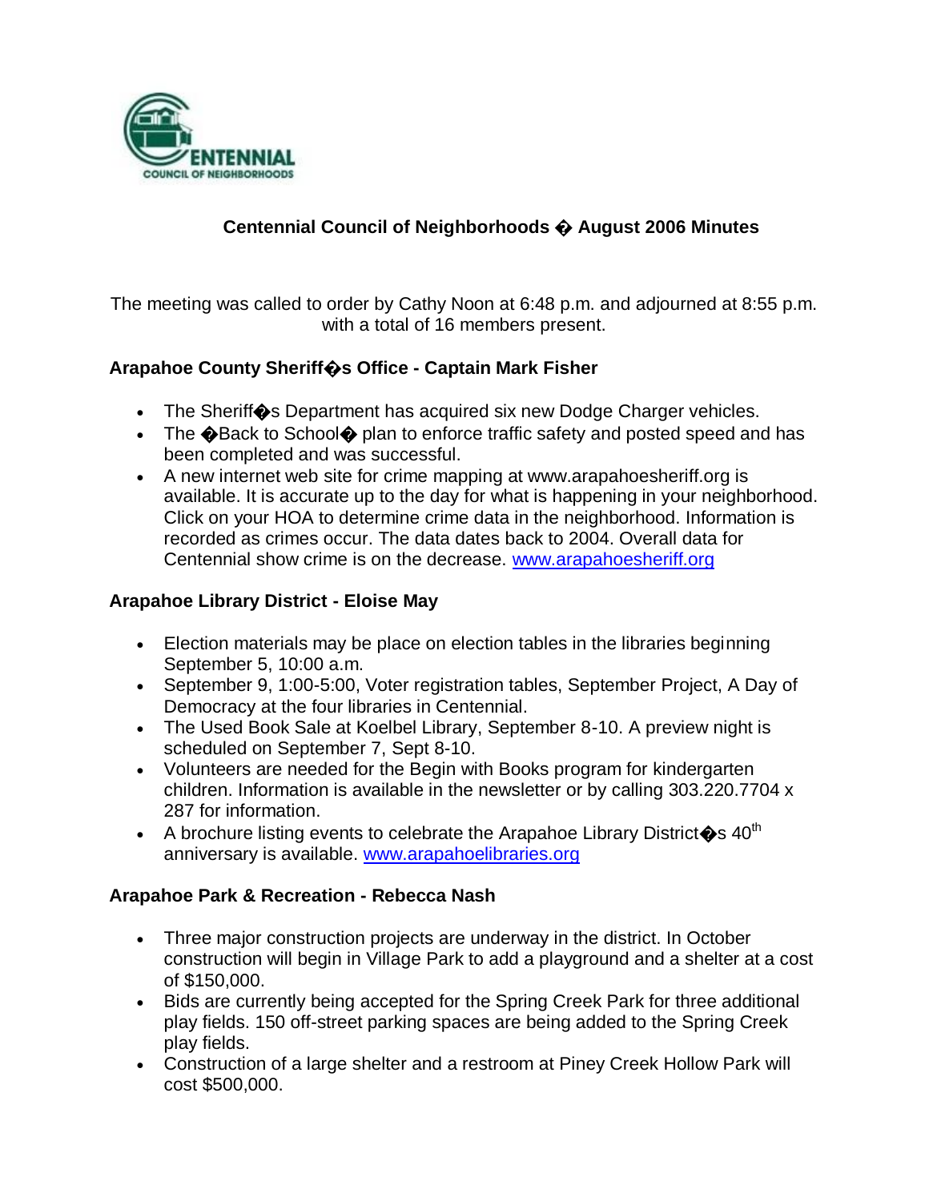# Centennial Council of Neighborhoods � August 2006 Minutes

The meeting was called to order by Cathy Noon at 6:48 p.m. and adjourned at 8:55 p.m. with a total of 16 members present.

### Arapahoe County Sheriff�s Office - Captain Mark Fisher

- The Sheriff�s Department has acquired six new Dodge Charger vehicles.
- The �Back to School� plan to enforce traffic safety and posted speed and has been completed and was successful.
- A new internet web site for crime mapping at www.arapahoesheriff.org is available. It is accurate up to the day for what is happening in your neighborhood. Click on your HOA to determine crime data in the neighborhood. Information is recorded as crimes occur. The data dates back to 2004. Overall data for Centennial show crime is on the decrease. www.arapahoesheriff.org

### Arapahoe Library District - Eloise May

- Election materials may be place on election tables in the libraries beginning September 5, 10:00 a.m.
- September 9, 1:00-5:00, Voter registration tables, September Project, A Day of Democracy at the four libraries in Centennial.
- The Used Book Sale at Koelbel Library, September 8-10. A preview night is scheduled on September 7, Sept 8-10.
- Volunteers are needed for the Begin with Books program for kindergarten children. Information is available in the newsletter or by calling 303.220.7704 x 287 for information.
- A brochure listing events to celebrate the Arapahoe Library District�s 40th anniversary is available. www.arapahoelibraries.org

### Arapahoe Park & Recreation - Rebecca Nash

- Three major construction projects are underway in the district. In October construction will begin in Village Park to add a playground and a shelter at a cost of $150,000.
- Bids are currently being accepted for the Spring Creek Park for three additional play fields. 150 off-street parking spaces are being added to the Spring Creek play fields.
- Construction of a large shelter and a restroom at Piney Creek Hollow Park will cost $500,000.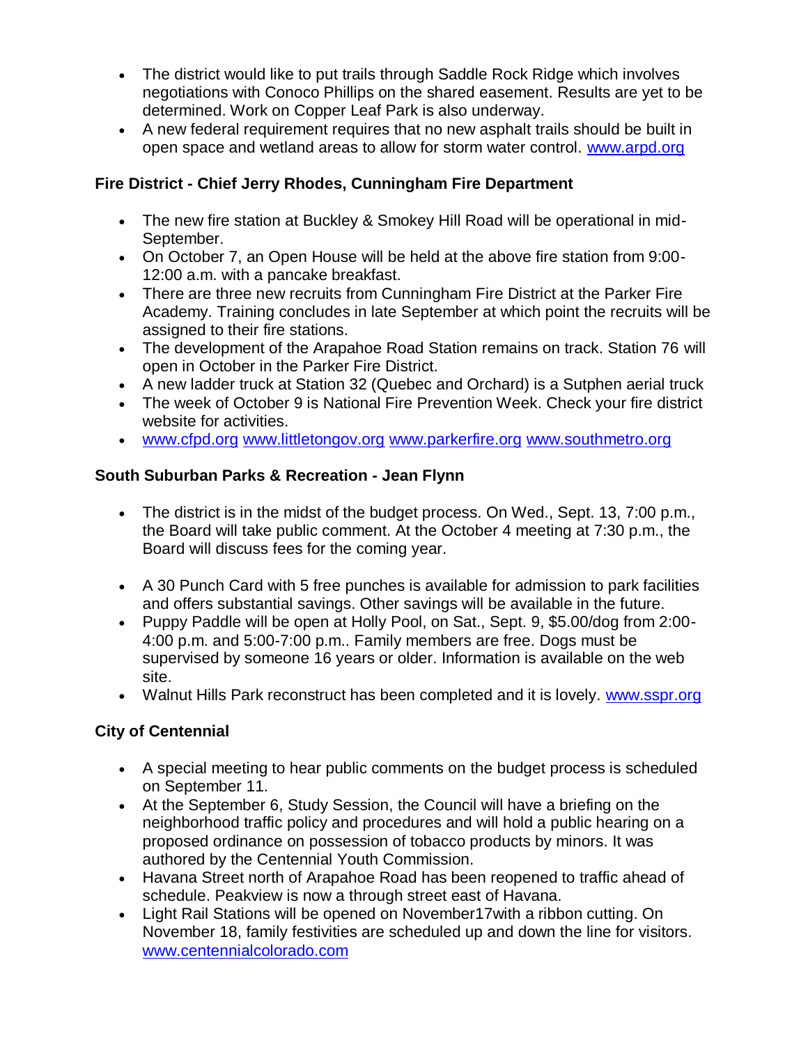- The district would like to put trails through Saddle Rock Ridge which involves negotiations with Conoco Phillips on the shared easement. Results are yet to be determined. Work on Copper Leaf Park is also underway.
- A new federal requirement requires that no new asphalt trails should be built in open space and wetland areas to allow for storm water control. www.arpd.org

**Fire District - Chief Jerry Rhodes, Cunningham Fire Department**

- The new fire station at Buckley & Smokey Hill Road will be operational in mid-September.
- On October 7, an Open House will be held at the above fire station from 9:00-12:00 a.m. with a pancake breakfast.
- There are three new recruits from Cunningham Fire District at the Parker Fire Academy. Training concludes in late September at which point the recruits will be assigned to their fire stations.
- The development of the Arapahoe Road Station remains on track. Station 76 will open in October in the Parker Fire District.
- A new ladder truck at Station 32 (Quebec and Orchard) is a Sutphen aerial truck
- The week of October 9 is National Fire Prevention Week. Check your fire district website for activities.
- www.cfpd.org www.littletongov.org www.parkerfire.org www.southmetro.org

**South Suburban Parks & Recreation - Jean Flynn**

- The district is in the midst of the budget process. On Wed., Sept. 13, 7:00 p.m., the Board will take public comment. At the October 4 meeting at 7:30 p.m., the Board will discuss fees for the coming year.

- A 30 Punch Card with 5 free punches is available for admission to park facilities and offers substantial savings. Other savings will be available in the future.
- Puppy Paddle will be open at Holly Pool, on Sat., Sept. 9, $5.00/dog from 2:00-4:00 p.m. and 5:00-7:00 p.m.. Family members are free. Dogs must be supervised by someone 16 years or older. Information is available on the web site.
- Walnut Hills Park reconstruct has been completed and it is lovely. www.sspr.org

**City of Centennial**

- A special meeting to hear public comments on the budget process is scheduled on September 11.
- At the September 6, Study Session, the Council will have a briefing on the neighborhood traffic policy and procedures and will hold a public hearing on a proposed ordinance on possession of tobacco products by minors. It was authored by the Centennial Youth Commission.
- Havana Street north of Arapahoe Road has been reopened to traffic ahead of schedule. Peakview is now a through street east of Havana.
- Light Rail Stations will be opened on November17with a ribbon cutting. On November 18, family festivities are scheduled up and down the line for visitors. www.centennialcolorado.com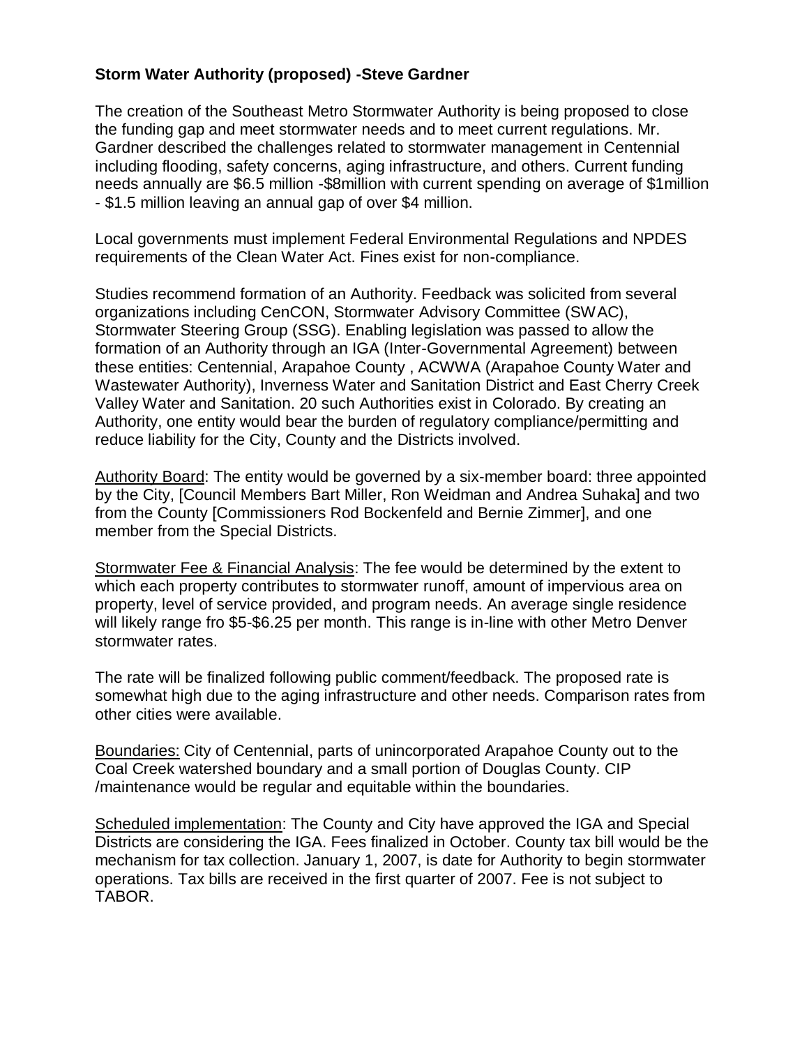**Storm Water Authority (proposed) -Steve Gardner**

The creation of the Southeast Metro Stormwater Authority is being proposed to close the funding gap and meet stormwater needs and to meet current regulations. Mr. Gardner described the challenges related to stormwater management in Centennial including flooding, safety concerns, aging infrastructure, and others. Current funding needs annually are $6.5 million -$8million with current spending on average of $1million - $1.5 million leaving an annual gap of over $4 million.

Local governments must implement Federal Environmental Regulations and NPDES requirements of the Clean Water Act. Fines exist for non-compliance.

Studies recommend formation of an Authority. Feedback was solicited from several organizations including CenCON, Stormwater Advisory Committee (SWAC), Stormwater Steering Group (SSG). Enabling legislation was passed to allow the formation of an Authority through an IGA (Inter-Governmental Agreement) between these entities: Centennial, Arapahoe County , ACWWA (Arapahoe County Water and Wastewater Authority), Inverness Water and Sanitation District and East Cherry Creek Valley Water and Sanitation. 20 such Authorities exist in Colorado. By creating an Authority, one entity would bear the burden of regulatory compliance/permitting and reduce liability for the City, County and the Districts involved.

<u>Authority Board</u>: The entity would be governed by a six-member board: three appointed by the City, [Council Members Bart Miller, Ron Weidman and Andrea Suhaka] and two from the County [Commissioners Rod Bockenfeld and Bernie Zimmer], and one member from the Special Districts.

<u>Stormwater Fee & Financial Analysis</u>: The fee would be determined by the extent to which each property contributes to stormwater runoff, amount of impervious area on property, level of service provided, and program needs. An average single residence will likely range fro $5-$6.25 per month. This range is in-line with other Metro Denver stormwater rates.

The rate will be finalized following public comment/feedback. The proposed rate is somewhat high due to the aging infrastructure and other needs. Comparison rates from other cities were available.

<u>Boundaries:</u> City of Centennial, parts of unincorporated Arapahoe County out to the Coal Creek watershed boundary and a small portion of Douglas County. CIP /maintenance would be regular and equitable within the boundaries.

<u>Scheduled implementation</u>: The County and City have approved the IGA and Special Districts are considering the IGA. Fees finalized in October. County tax bill would be the mechanism for tax collection. January 1, 2007, is date for Authority to begin stormwater operations. Tax bills are received in the first quarter of 2007. Fee is not subject to TABOR.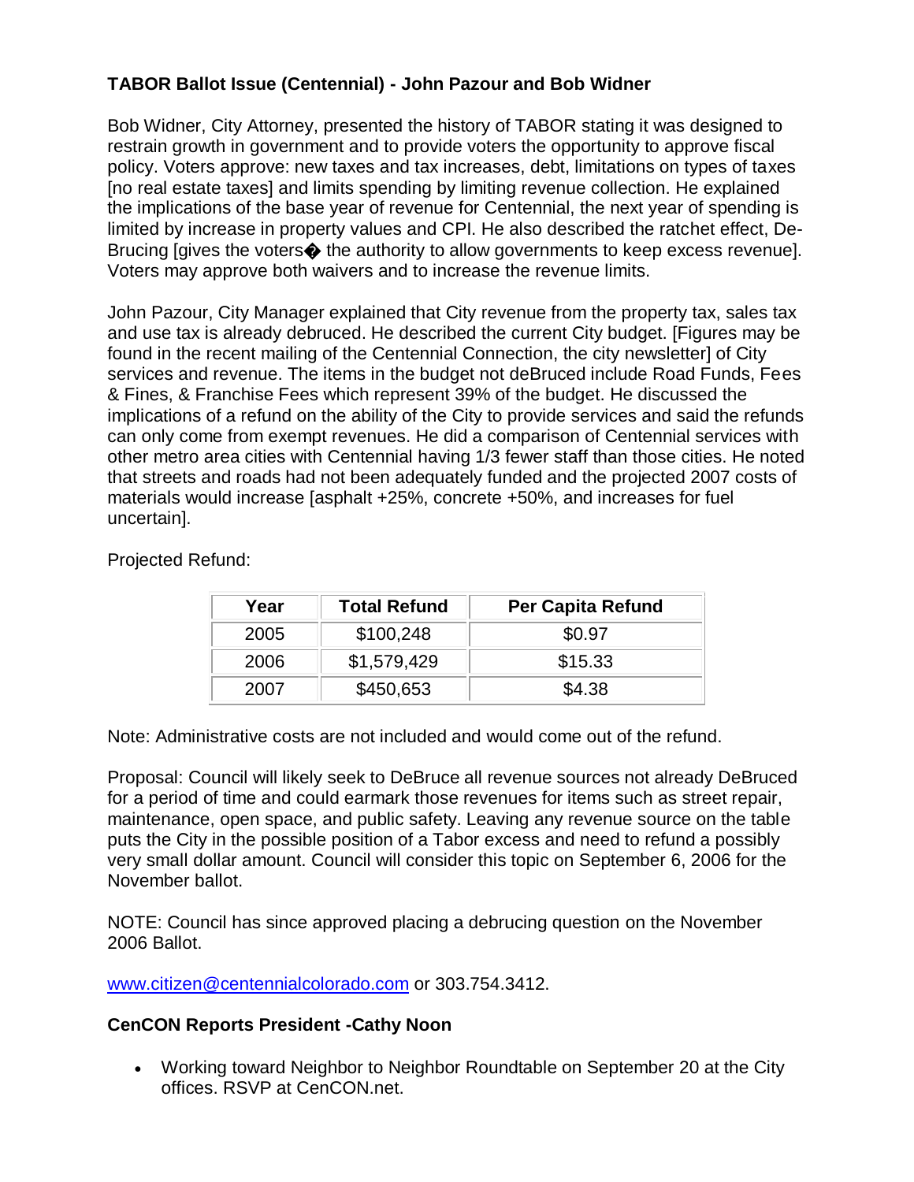**TABOR Ballot Issue (Centennial) - John Pazour and Bob Widner**

Bob Widner, City Attorney, presented the history of TABOR stating it was designed to restrain growth in government and to provide voters the opportunity to approve fiscal policy. Voters approve: new taxes and tax increases, debt, limitations on types of taxes [no real estate taxes] and limits spending by limiting revenue collection. He explained the implications of the base year of revenue for Centennial, the next year of spending is limited by increase in property values and CPI. He also described the ratchet effect, De-Brucing [gives the voters� the authority to allow governments to keep excess revenue]. Voters may approve both waivers and to increase the revenue limits.

John Pazour, City Manager explained that City revenue from the property tax, sales tax and use tax is already debruced. He described the current City budget. [Figures may be found in the recent mailing of the Centennial Connection, the city newsletter] of City services and revenue. The items in the budget not deBruced include Road Funds, Fees & Fines, & Franchise Fees which represent 39% of the budget. He discussed the implications of a refund on the ability of the City to provide services and said the refunds can only come from exempt revenues. He did a comparison of Centennial services with other metro area cities with Centennial having 1/3 fewer staff than those cities. He noted that streets and roads had not been adequately funded and the projected 2007 costs of materials would increase [asphalt +25%, concrete +50%, and increases for fuel uncertain].

Projected Refund:

| Year | Total Refund | Per Capita Refund |
|---|---|---|
| 2005 | $100,248 | $0.97 |
| 2006 | $1,579,429 | $15.33 |
| 2007 | $450,653 | $4.38 |

Note: Administrative costs are not included and would come out of the refund.

Proposal: Council will likely seek to DeBruce all revenue sources not already DeBruced for a period of time and could earmark those revenues for items such as street repair, maintenance, open space, and public safety. Leaving any revenue source on the table puts the City in the possible position of a Tabor excess and need to refund a possibly very small dollar amount. Council will consider this topic on September 6, 2006 for the November ballot.

NOTE: Council has since approved placing a debrucing question on the November 2006 Ballot.

www.citizen@centennialcolorado.com or 303.754.3412.

**CenCON Reports President -Cathy Noon**

- Working toward Neighbor to Neighbor Roundtable on September 20 at the City offices. RSVP at CenCON.net.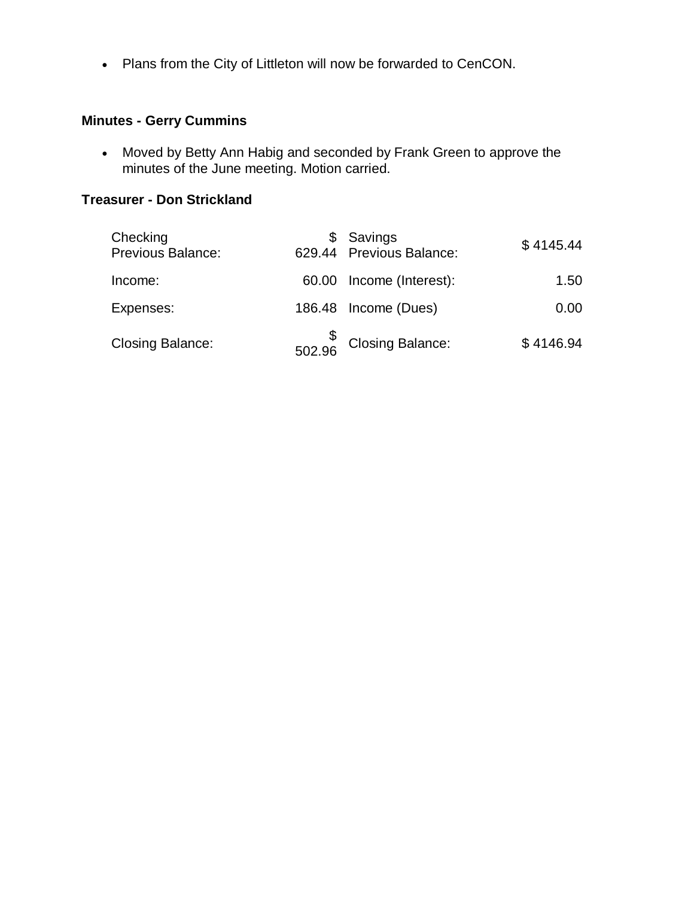- Plans from the City of Littleton will now be forwarded to CenCON.

**Minutes - Gerry Cummins**

- Moved by Betty Ann Habig and seconded by Frank Green to approve the minutes of the June meeting. Motion carried.

**Treasurer - Don Strickland**

| | | | |
|---|---|---|---|
| Checking Previous Balance: | $ 629.44 | Savings Previous Balance: | $ 4145.44 |
| Income: | 60.00 | Income (Interest): | 1.50 |
| Expenses: | 186.48 | Income (Dues) | 0.00 |
| Closing Balance: | $ 502.96 | Closing Balance: | $ 4146.94 |